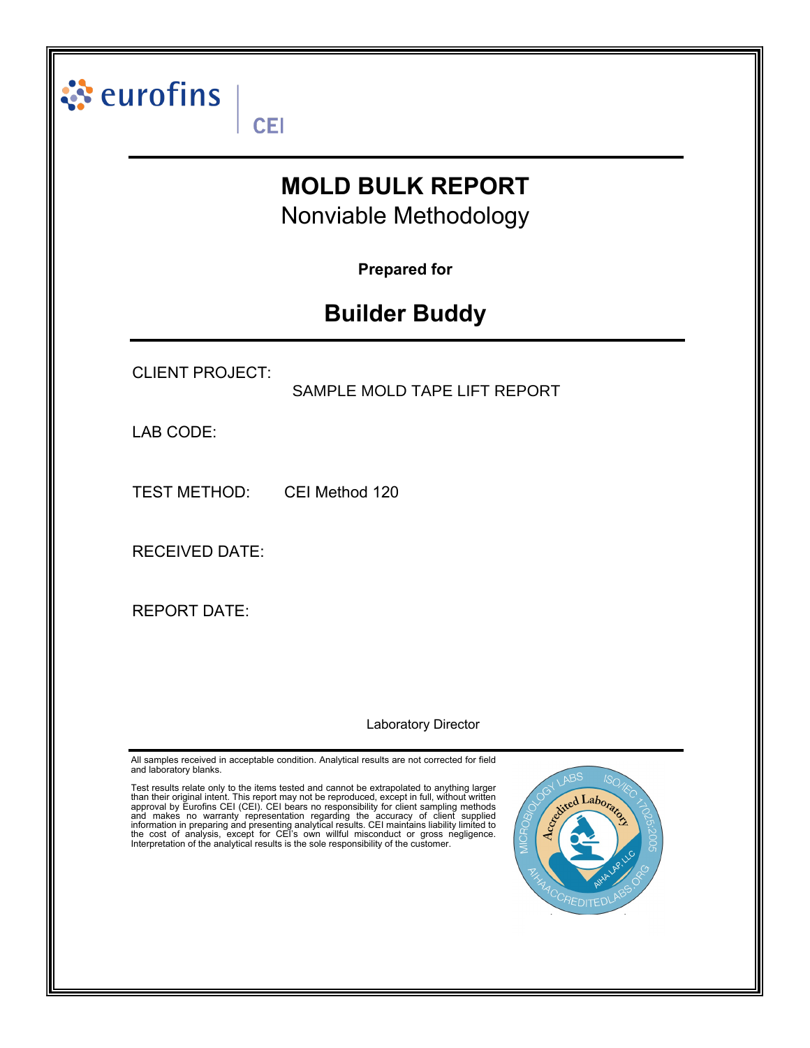eurofins | CEI

# MOLD BULK REPORT

## Nonviable Methodology

**Prepared for**

## Builder Buddy

CLIENT PROJECT: SAMPLE MOLD TAPE LIFT REPORT

LAB CODE:

TEST METHOD: CEI Method 120

RECEIVED DATE:

REPORT DATE:

Laboratory Director

All samples received in acceptable condition. Analytical results are not corrected for field and laboratory blanks.

Test results relate only to the items tested and cannot be extrapolated to anything larger than their original intent. This report may not be reproduced, except in full, without written approval by Eurofins CEI (CEI). CEI bears no responsibility for client sampling methods and makes no warranty representation regarding the accuracy of client supplied information in preparing and presenting analytical results. CEI maintains liability limited to the cost of analysis, except for CEI's own willful misconduct or gross negligence. Interpretation of the analytical results is the sole responsibility of the customer.

MICROBIOLOGY LABS · ISO/IEC 17025:2005 · Accredited Laboratory · AIHA LAP, LLC · AIHAACCREDITEDLABS.ORG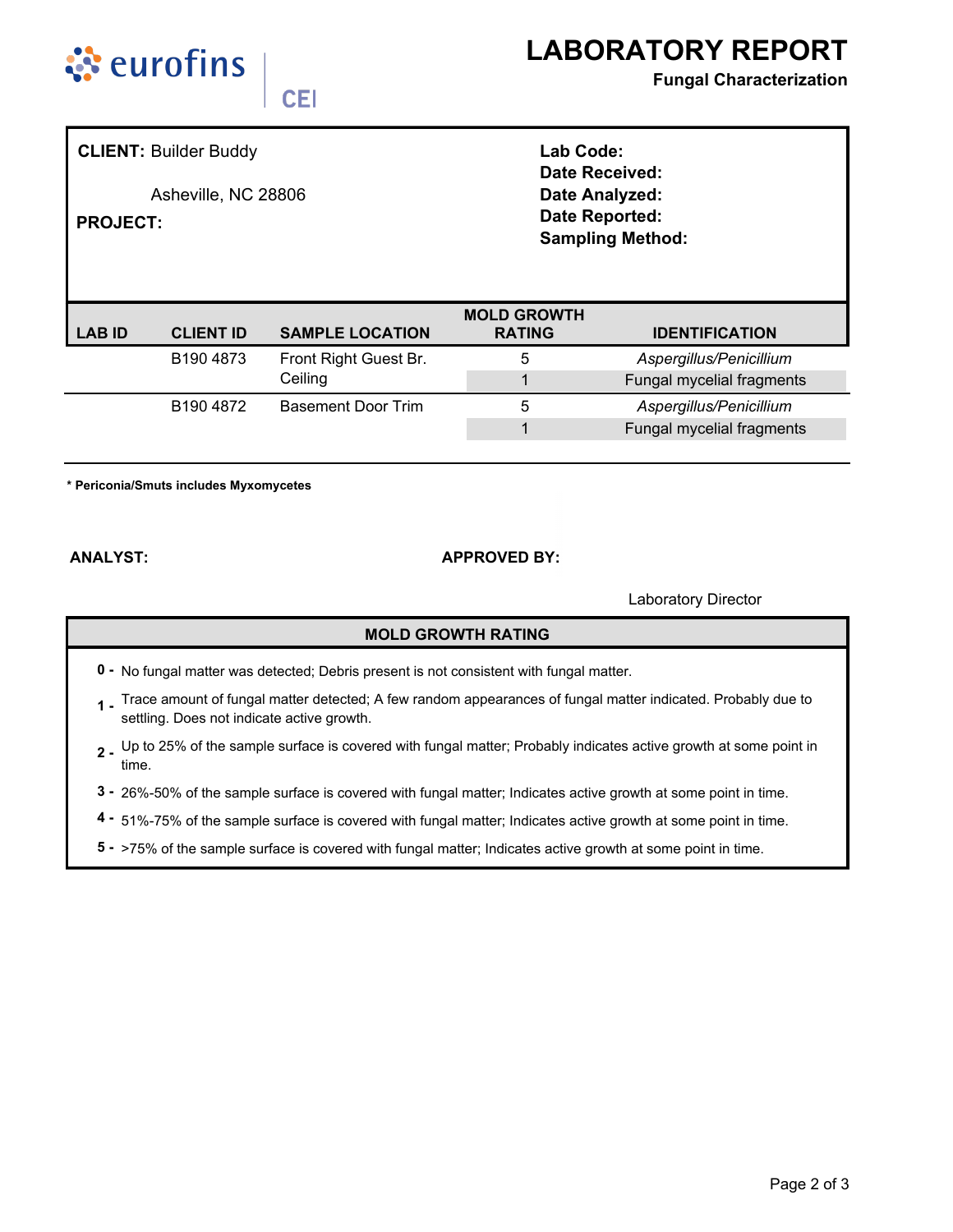# LABORATORY REPORT

**Fungal Characterization**

**CLIENT:** Builder Buddy

Asheville, NC 28806

**PROJECT:**

**Lab Code:**
**Date Received:**
**Date Analyzed:**
**Date Reported:**
**Sampling Method:**

| LAB ID | CLIENT ID | SAMPLE LOCATION | MOLD GROWTH RATING | IDENTIFICATION |
|---|---|---|---|---|
| | B190 4873 | Front Right Guest Br. Ceiling | 5 | *Aspergillus/Penicillium* |
| | | | 1 | Fungal mycelial fragments |
| | B190 4872 | Basement Door Trim | 5 | *Aspergillus/Penicillium* |
| | | | 1 | Fungal mycelial fragments |

**\* Periconia/Smuts includes Myxomycetes**

**ANALYST:**

**APPROVED BY:**

Laboratory Director

| MOLD GROWTH RATING |
|---|
| **0 -** No fungal matter was detected; Debris present is not consistent with fungal matter. |
| **1 -** Trace amount of fungal matter detected; A few random appearances of fungal matter indicated. Probably due to settling. Does not indicate active growth. |
| **2 -** Up to 25% of the sample surface is covered with fungal matter; Probably indicates active growth at some point in time. |
| **3 -** 26%-50% of the sample surface is covered with fungal matter; Indicates active growth at some point in time. |
| **4 -** 51%-75% of the sample surface is covered with fungal matter; Indicates active growth at some point in time. |
| **5 -** >75% of the sample surface is covered with fungal matter; Indicates active growth at some point in time. |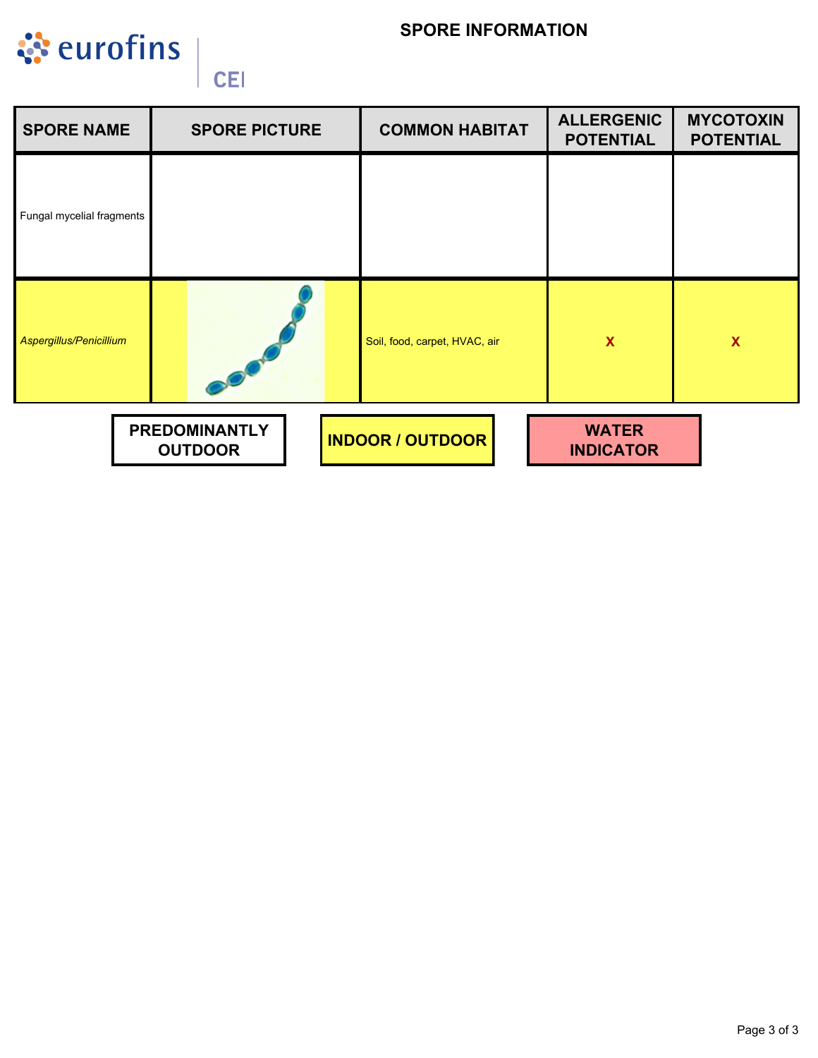## SPORE INFORMATION

| SPORE NAME | SPORE PICTURE | COMMON HABITAT | ALLERGENIC POTENTIAL | MYCOTOXIN POTENTIAL |
|---|---|---|---|---|
| Fungal mycelial fragments | | | | |
| *Aspergillus/Penicillium* | | Soil, food, carpet, HVAC, air | X | X |

**PREDOMINANTLY OUTDOOR** | **INDOOR / OUTDOOR** | **WATER INDICATOR**